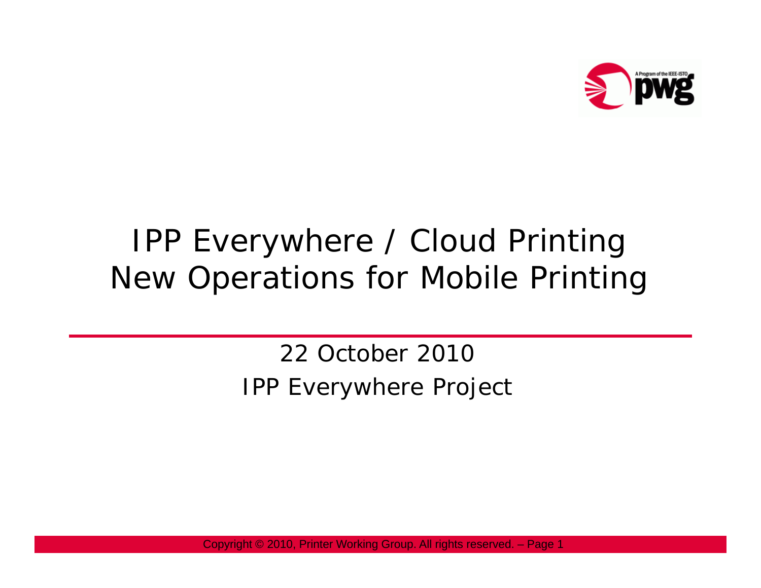# IPP Everywhere / Cloud Printing
# New Operations for Mobile Printing

22 October 2010

IPP Everywhere Project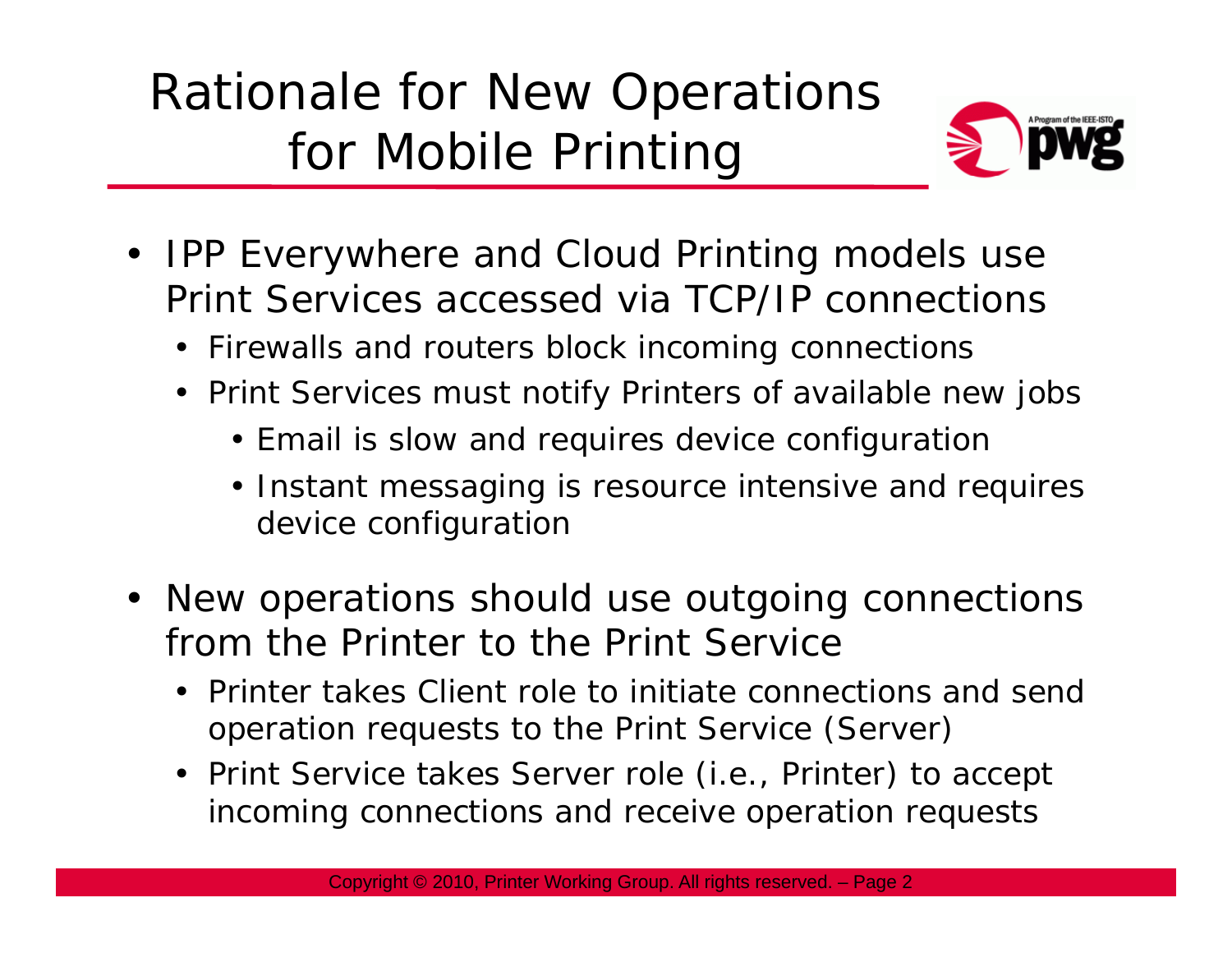# Rationale for New Operations for Mobile Printing

- IPP Everywhere and Cloud Printing models use Print Services accessed via TCP/IP connections
  - Firewalls and routers block incoming connections
  - Print Services must notify Printers of available new jobs
    - Email is slow and requires device configuration
    - Instant messaging is resource intensive and requires device configuration
- New operations should use outgoing connections from the Printer to the Print Service
  - Printer takes Client role to initiate connections and send operation requests to the Print Service (Server)
  - Print Service takes Server role (i.e., Printer) to accept incoming connections and receive operation requests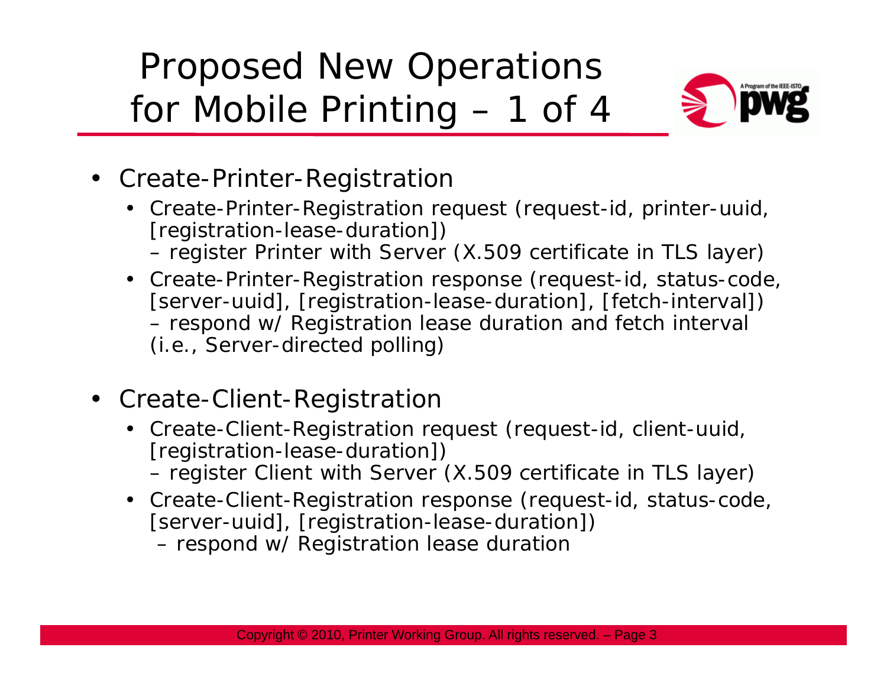# Proposed New Operations for Mobile Printing – 1 of 4

- Create-Printer-Registration
  - Create-Printer-Registration request (request-id, printer-uuid, [registration-lease-duration])
    – register Printer with Server (X.509 certificate in TLS layer)
  - Create-Printer-Registration response (request-id, status-code, [server-uuid], [registration-lease-duration], [fetch-interval])
    – respond w/ Registration lease duration and fetch interval (i.e., Server-directed polling)
- Create-Client-Registration
  - Create-Client-Registration request (request-id, client-uuid, [registration-lease-duration])
    – register Client with Server (X.509 certificate in TLS layer)
  - Create-Client-Registration response (request-id, status-code, [server-uuid], [registration-lease-duration])
    – respond w/ Registration lease duration

Copyright © 2010, Printer Working Group. All rights reserved.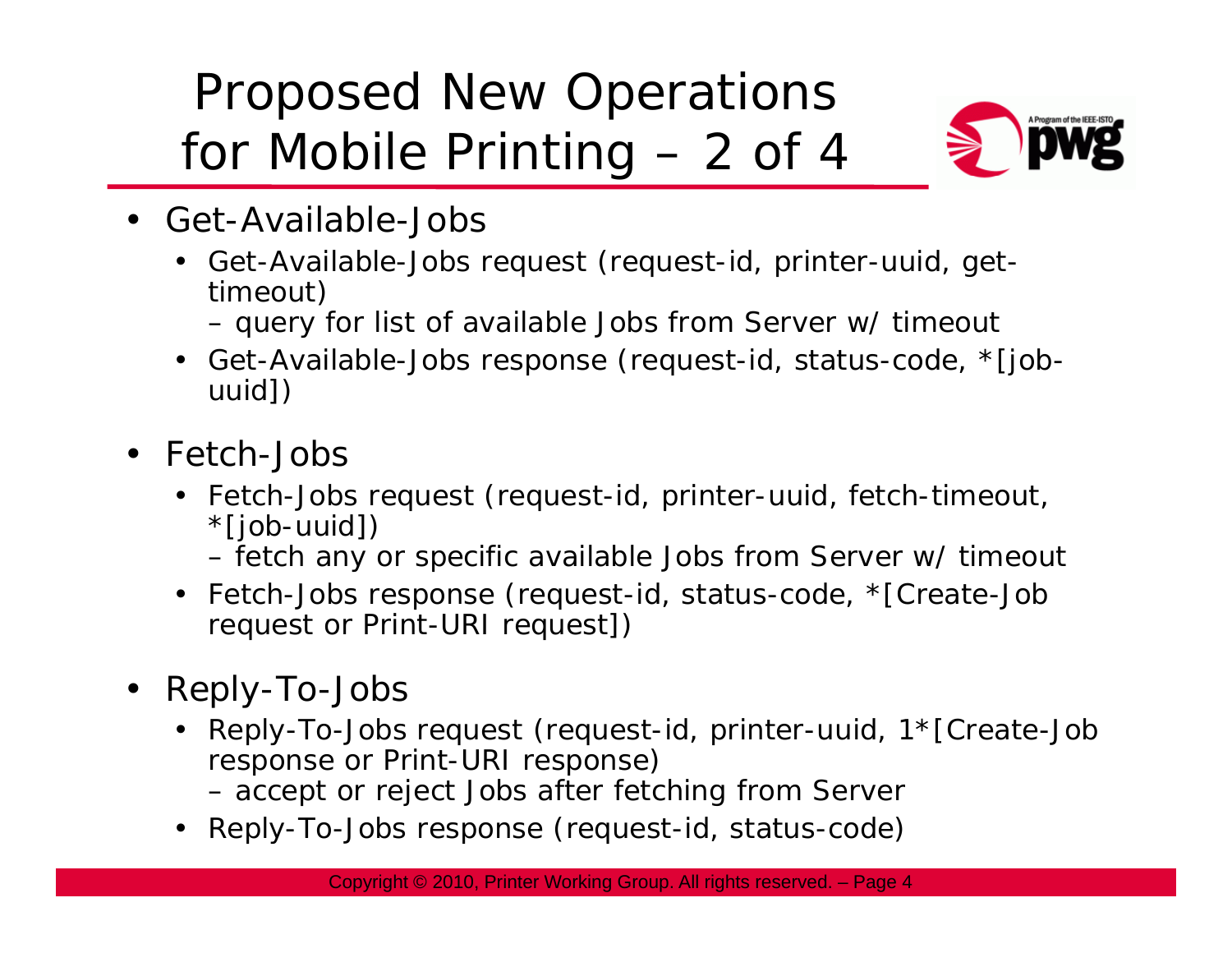# Proposed New Operations for Mobile Printing – 2 of 4

- Get-Available-Jobs
  - Get-Available-Jobs request (request-id, printer-uuid, get-timeout)
    – query for list of available Jobs from Server w/ timeout
  - Get-Available-Jobs response (request-id, status-code, *[job-uuid])
- Fetch-Jobs
  - Fetch-Jobs request (request-id, printer-uuid, fetch-timeout, *[job-uuid])
    – fetch any or specific available Jobs from Server w/ timeout
  - Fetch-Jobs response (request-id, status-code, *[Create-Job request or Print-URI request])
- Reply-To-Jobs
  - Reply-To-Jobs request (request-id, printer-uuid, 1*[Create-Job response or Print-URI response)
    – accept or reject Jobs after fetching from Server
  - Reply-To-Jobs response (request-id, status-code)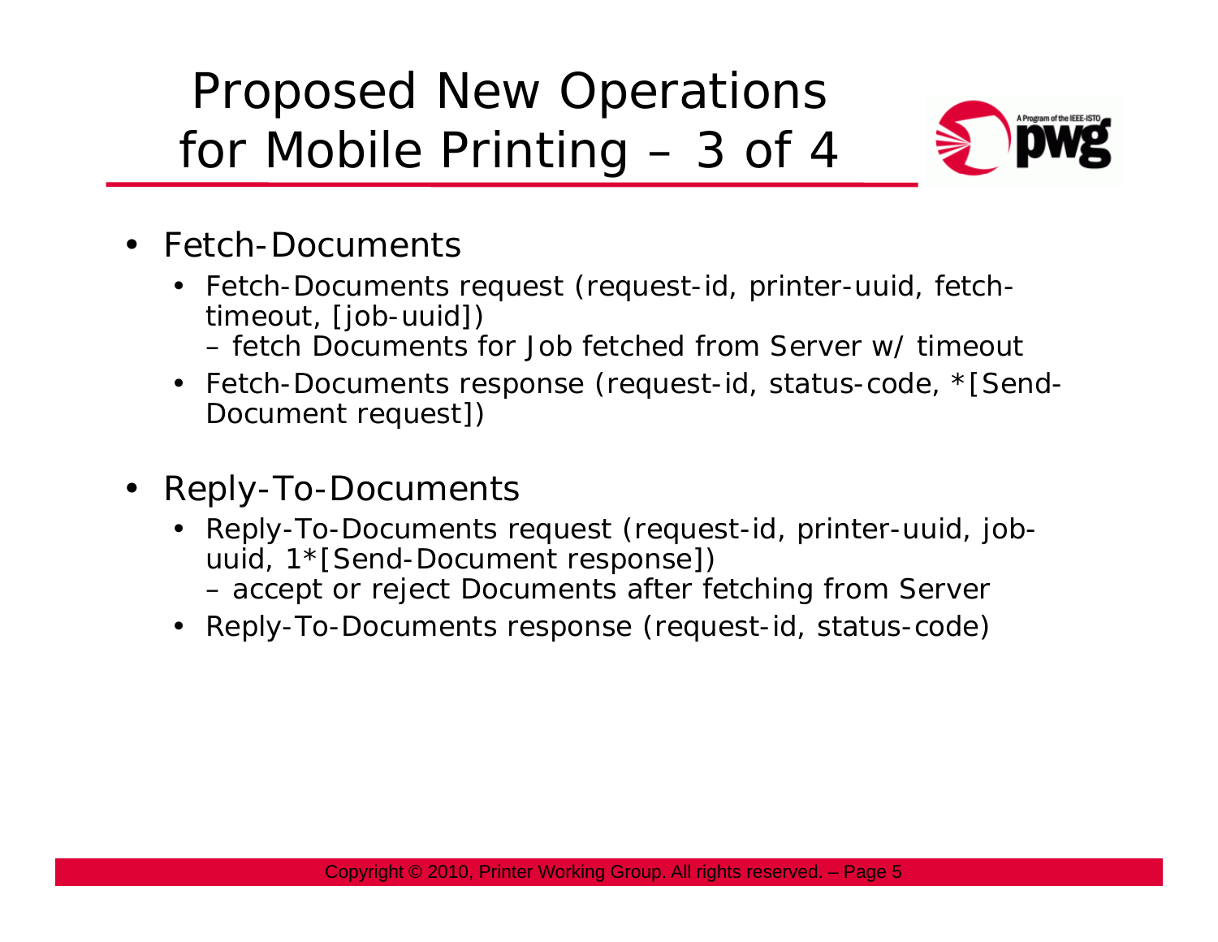# Proposed New Operations for Mobile Printing – 3 of 4

- Fetch-Documents
  - Fetch-Documents request (request-id, printer-uuid, fetch-timeout, [job-uuid])
    - fetch Documents for Job fetched from Server w/ timeout
  - Fetch-Documents response (request-id, status-code, *[Send-Document request])
- Reply-To-Documents
  - Reply-To-Documents request (request-id, printer-uuid, job-uuid, 1*[Send-Document response])
    - accept or reject Documents after fetching from Server
  - Reply-To-Documents response (request-id, status-code)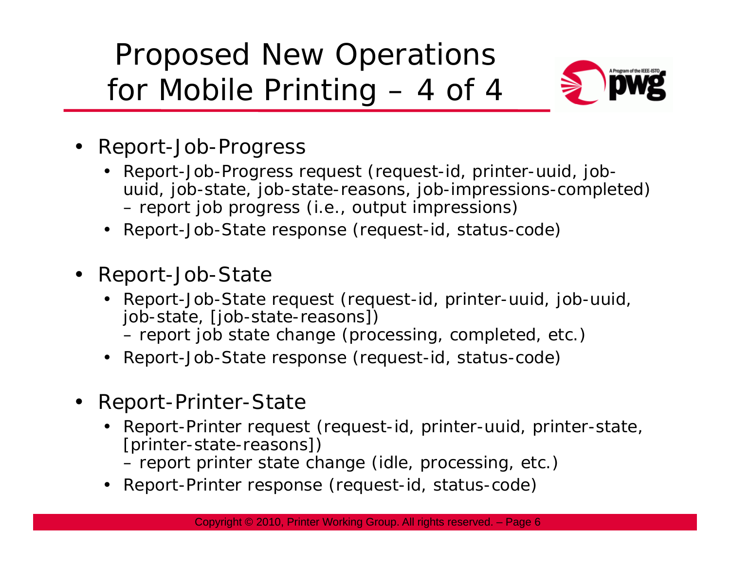# Proposed New Operations for Mobile Printing – 4 of 4

- Report-Job-Progress
  - Report-Job-Progress request (request-id, printer-uuid, job-uuid, job-state, job-state-reasons, job-impressions-completed)
    – report job progress (i.e., output impressions)
  - Report-Job-State response (request-id, status-code)

- Report-Job-State
  - Report-Job-State request (request-id, printer-uuid, job-uuid, job-state, [job-state-reasons])
    – report job state change (processing, completed, etc.)
  - Report-Job-State response (request-id, status-code)

- Report-Printer-State
  - Report-Printer request (request-id, printer-uuid, printer-state, [printer-state-reasons])
    – report printer state change (idle, processing, etc.)
  - Report-Printer response (request-id, status-code)

Copyright © 2010, Printer Working Group. All rights reserved.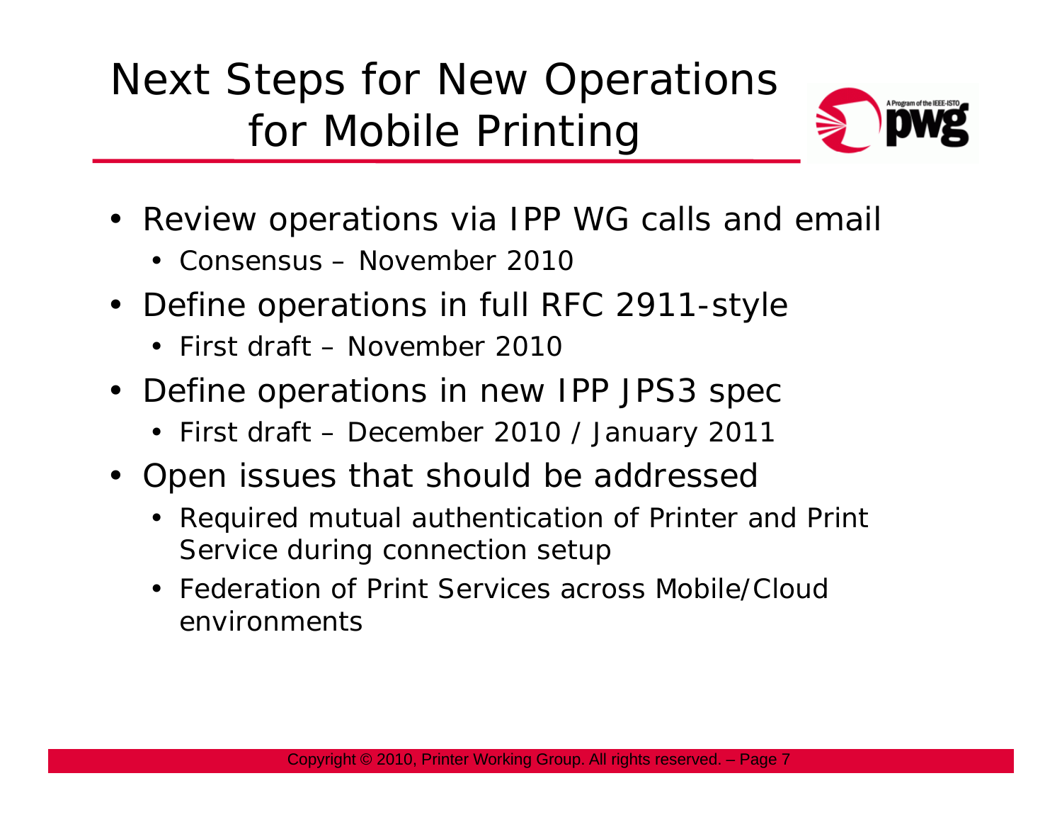# Next Steps for New Operations for Mobile Printing

- Review operations via IPP WG calls and email
  - Consensus – November 2010
- Define operations in full RFC 2911-style
  - First draft – November 2010
- Define operations in new IPP JPS3 spec
  - First draft – December 2010 / January 2011
- Open issues that should be addressed
  - Required mutual authentication of Printer and Print Service during connection setup
  - Federation of Print Services across Mobile/Cloud environments